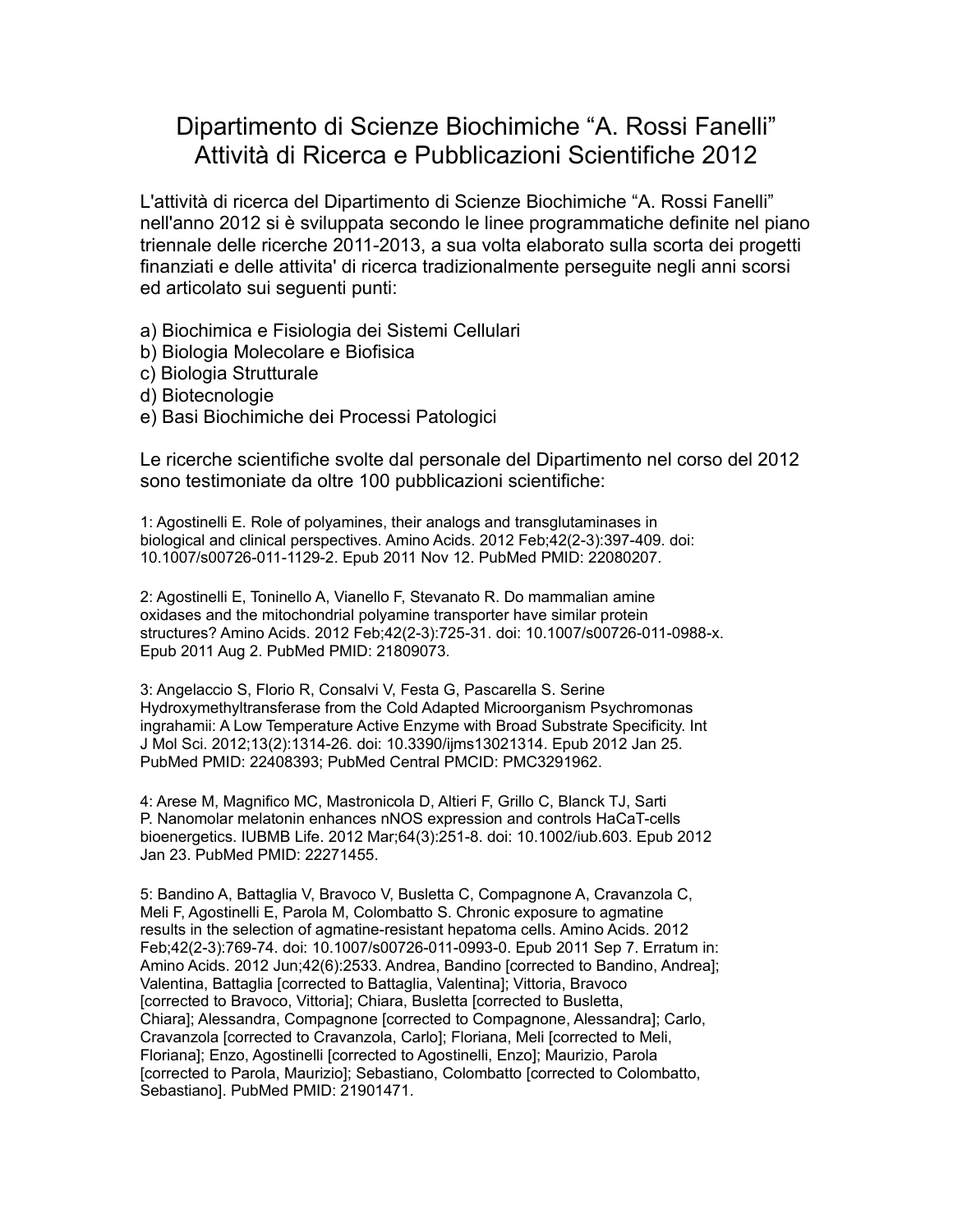# Dipartimento di Scienze Biochimiche “A. Rossi Fanelli”
# Attività di Ricerca e Pubblicazioni Scientifiche 2012

L'attività di ricerca del Dipartimento di Scienze Biochimiche “A. Rossi Fanelli” nell'anno 2012 si è sviluppata secondo le linee programmatiche definite nel piano triennale delle ricerche 2011-2013, a sua volta elaborato sulla scorta dei progetti finanziati e delle attivita' di ricerca tradizionalmente perseguite negli anni scorsi ed articolato sui seguenti punti:

a) Biochimica e Fisiologia dei Sistemi Cellulari
b) Biologia Molecolare e Biofisica
c) Biologia Strutturale
d) Biotecnologie
e) Basi Biochimiche dei Processi Patologici

Le ricerche scientifiche svolte dal personale del Dipartimento nel corso del 2012 sono testimoniate da oltre 100 pubblicazioni scientifiche:

1: Agostinelli E. Role of polyamines, their analogs and transglutaminases in biological and clinical perspectives. Amino Acids. 2012 Feb;42(2-3):397-409. doi: 10.1007/s00726-011-1129-2. Epub 2011 Nov 12. PubMed PMID: 22080207.

2: Agostinelli E, Toninello A, Vianello F, Stevanato R. Do mammalian amine oxidases and the mitochondrial polyamine transporter have similar protein structures? Amino Acids. 2012 Feb;42(2-3):725-31. doi: 10.1007/s00726-011-0988-x. Epub 2011 Aug 2. PubMed PMID: 21809073.

3: Angelaccio S, Florio R, Consalvi V, Festa G, Pascarella S. Serine Hydroxymethyltransferase from the Cold Adapted Microorganism Psychromonas ingrahamii: A Low Temperature Active Enzyme with Broad Substrate Specificity. Int J Mol Sci. 2012;13(2):1314-26. doi: 10.3390/ijms13021314. Epub 2012 Jan 25. PubMed PMID: 22408393; PubMed Central PMCID: PMC3291962.

4: Arese M, Magnifico MC, Mastronicola D, Altieri F, Grillo C, Blanck TJ, Sarti P. Nanomolar melatonin enhances nNOS expression and controls HaCaT-cells bioenergetics. IUBMB Life. 2012 Mar;64(3):251-8. doi: 10.1002/iub.603. Epub 2012 Jan 23. PubMed PMID: 22271455.

5: Bandino A, Battaglia V, Bravoco V, Busletta C, Compagnone A, Cravanzola C, Meli F, Agostinelli E, Parola M, Colombatto S. Chronic exposure to agmatine results in the selection of agmatine-resistant hepatoma cells. Amino Acids. 2012 Feb;42(2-3):769-74. doi: 10.1007/s00726-011-0993-0. Epub 2011 Sep 7. Erratum in: Amino Acids. 2012 Jun;42(6):2533. Andrea, Bandino [corrected to Bandino, Andrea]; Valentina, Battaglia [corrected to Battaglia, Valentina]; Vittoria, Bravoco [corrected to Bravoco, Vittoria]; Chiara, Busletta [corrected to Busletta, Chiara]; Alessandra, Compagnone [corrected to Compagnone, Alessandra]; Carlo, Cravanzola [corrected to Cravanzola, Carlo]; Floriana, Meli [corrected to Meli, Floriana]; Enzo, Agostinelli [corrected to Agostinelli, Enzo]; Maurizio, Parola [corrected to Parola, Maurizio]; Sebastiano, Colombatto [corrected to Colombatto, Sebastiano]. PubMed PMID: 21901471.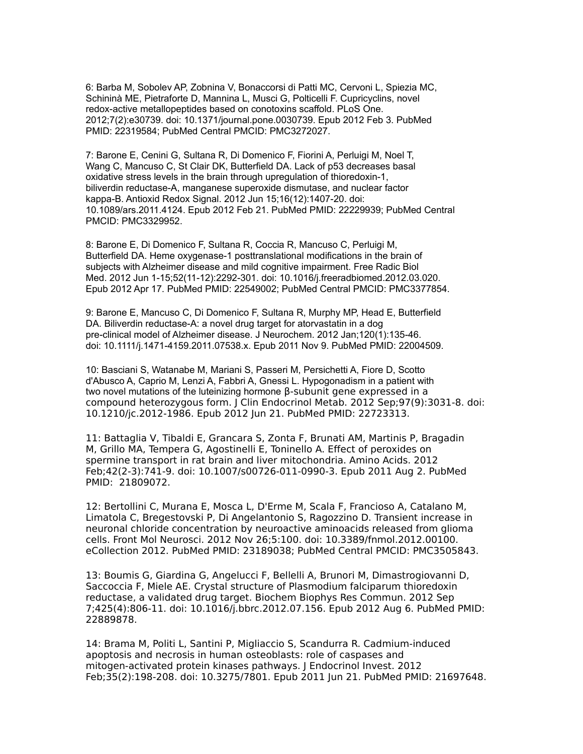6: Barba M, Sobolev AP, Zobnina V, Bonaccorsi di Patti MC, Cervoni L, Spiezia MC, Schininà ME, Pietraforte D, Mannina L, Musci G, Polticelli F. Cupricyclins, novel redox-active metallopeptides based on conotoxins scaffold. PLoS One. 2012;7(2):e30739. doi: 10.1371/journal.pone.0030739. Epub 2012 Feb 3. PubMed PMID: 22319584; PubMed Central PMCID: PMC3272027.

7: Barone E, Cenini G, Sultana R, Di Domenico F, Fiorini A, Perluigi M, Noel T, Wang C, Mancuso C, St Clair DK, Butterfield DA. Lack of p53 decreases basal oxidative stress levels in the brain through upregulation of thioredoxin-1, biliverdin reductase-A, manganese superoxide dismutase, and nuclear factor kappa-B. Antioxid Redox Signal. 2012 Jun 15;16(12):1407-20. doi: 10.1089/ars.2011.4124. Epub 2012 Feb 21. PubMed PMID: 22229939; PubMed Central PMCID: PMC3329952.

8: Barone E, Di Domenico F, Sultana R, Coccia R, Mancuso C, Perluigi M, Butterfield DA. Heme oxygenase-1 posttranslational modifications in the brain of subjects with Alzheimer disease and mild cognitive impairment. Free Radic Biol Med. 2012 Jun 1-15;52(11-12):2292-301. doi: 10.1016/j.freeradbiomed.2012.03.020. Epub 2012 Apr 17. PubMed PMID: 22549002; PubMed Central PMCID: PMC3377854.

9: Barone E, Mancuso C, Di Domenico F, Sultana R, Murphy MP, Head E, Butterfield DA. Biliverdin reductase-A: a novel drug target for atorvastatin in a dog pre-clinical model of Alzheimer disease. J Neurochem. 2012 Jan;120(1):135-46. doi: 10.1111/j.1471-4159.2011.07538.x. Epub 2011 Nov 9. PubMed PMID: 22004509.

10: Basciani S, Watanabe M, Mariani S, Passeri M, Persichetti A, Fiore D, Scotto d'Abusco A, Caprio M, Lenzi A, Fabbri A, Gnessi L. Hypogonadism in a patient with two novel mutations of the luteinizing hormone β-subunit gene expressed in a compound heterozygous form. J Clin Endocrinol Metab. 2012 Sep;97(9):3031-8. doi: 10.1210/jc.2012-1986. Epub 2012 Jun 21. PubMed PMID: 22723313.

11: Battaglia V, Tibaldi E, Grancara S, Zonta F, Brunati AM, Martinis P, Bragadin M, Grillo MA, Tempera G, Agostinelli E, Toninello A. Effect of peroxides on spermine transport in rat brain and liver mitochondria. Amino Acids. 2012 Feb;42(2-3):741-9. doi: 10.1007/s00726-011-0990-3. Epub 2011 Aug 2. PubMed PMID: 21809072.

12: Bertollini C, Murana E, Mosca L, D'Erme M, Scala F, Francioso A, Catalano M, Limatola C, Bregestovski P, Di Angelantonio S, Ragozzino D. Transient increase in neuronal chloride concentration by neuroactive aminoacids released from glioma cells. Front Mol Neurosci. 2012 Nov 26;5:100. doi: 10.3389/fnmol.2012.00100. eCollection 2012. PubMed PMID: 23189038; PubMed Central PMCID: PMC3505843.

13: Boumis G, Giardina G, Angelucci F, Bellelli A, Brunori M, Dimastrogiovanni D, Saccoccia F, Miele AE. Crystal structure of Plasmodium falciparum thioredoxin reductase, a validated drug target. Biochem Biophys Res Commun. 2012 Sep 7;425(4):806-11. doi: 10.1016/j.bbrc.2012.07.156. Epub 2012 Aug 6. PubMed PMID: 22889878.

14: Brama M, Politi L, Santini P, Migliaccio S, Scandurra R. Cadmium-induced apoptosis and necrosis in human osteoblasts: role of caspases and mitogen-activated protein kinases pathways. J Endocrinol Invest. 2012 Feb;35(2):198-208. doi: 10.3275/7801. Epub 2011 Jun 21. PubMed PMID: 21697648.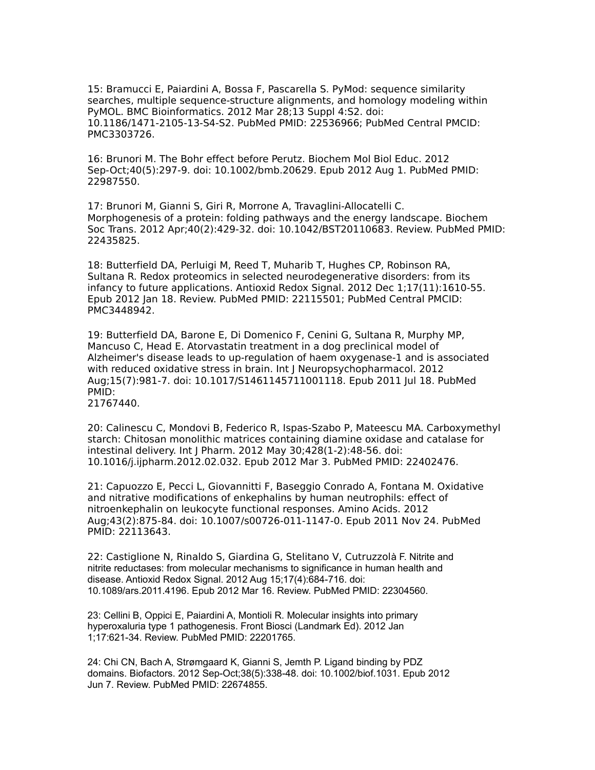15: Bramucci E, Paiardini A, Bossa F, Pascarella S. PyMod: sequence similarity searches, multiple sequence-structure alignments, and homology modeling within PyMOL. BMC Bioinformatics. 2012 Mar 28;13 Suppl 4:S2. doi: 10.1186/1471-2105-13-S4-S2. PubMed PMID: 22536966; PubMed Central PMCID: PMC3303726.

16: Brunori M. The Bohr effect before Perutz. Biochem Mol Biol Educ. 2012 Sep-Oct;40(5):297-9. doi: 10.1002/bmb.20629. Epub 2012 Aug 1. PubMed PMID: 22987550.

17: Brunori M, Gianni S, Giri R, Morrone A, Travaglini-Allocatelli C. Morphogenesis of a protein: folding pathways and the energy landscape. Biochem Soc Trans. 2012 Apr;40(2):429-32. doi: 10.1042/BST20110683. Review. PubMed PMID: 22435825.

18: Butterfield DA, Perluigi M, Reed T, Muharib T, Hughes CP, Robinson RA, Sultana R. Redox proteomics in selected neurodegenerative disorders: from its infancy to future applications. Antioxid Redox Signal. 2012 Dec 1;17(11):1610-55. Epub 2012 Jan 18. Review. PubMed PMID: 22115501; PubMed Central PMCID: PMC3448942.

19: Butterfield DA, Barone E, Di Domenico F, Cenini G, Sultana R, Murphy MP, Mancuso C, Head E. Atorvastatin treatment in a dog preclinical model of Alzheimer's disease leads to up-regulation of haem oxygenase-1 and is associated with reduced oxidative stress in brain. Int J Neuropsychopharmacol. 2012 Aug;15(7):981-7. doi: 10.1017/S1461145711001118. Epub 2011 Jul 18. PubMed PMID:
21767440.

20: Calinescu C, Mondovi B, Federico R, Ispas-Szabo P, Mateescu MA. Carboxymethyl starch: Chitosan monolithic matrices containing diamine oxidase and catalase for intestinal delivery. Int J Pharm. 2012 May 30;428(1-2):48-56. doi: 10.1016/j.ijpharm.2012.02.032. Epub 2012 Mar 3. PubMed PMID: 22402476.

21: Capuozzo E, Pecci L, Giovannitti F, Baseggio Conrado A, Fontana M. Oxidative and nitrative modifications of enkephalins by human neutrophils: effect of nitroenkephalin on leukocyte functional responses. Amino Acids. 2012 Aug;43(2):875-84. doi: 10.1007/s00726-011-1147-0. Epub 2011 Nov 24. PubMed PMID: 22113643.

22: Castiglione N, Rinaldo S, Giardina G, Stelitano V, Cutruzzolà F. Nitrite and nitrite reductases: from molecular mechanisms to significance in human health and disease. Antioxid Redox Signal. 2012 Aug 15;17(4):684-716. doi: 10.1089/ars.2011.4196. Epub 2012 Mar 16. Review. PubMed PMID: 22304560.

23: Cellini B, Oppici E, Paiardini A, Montioli R. Molecular insights into primary hyperoxaluria type 1 pathogenesis. Front Biosci (Landmark Ed). 2012 Jan 1;17:621-34. Review. PubMed PMID: 22201765.

24: Chi CN, Bach A, Strømgaard K, Gianni S, Jemth P. Ligand binding by PDZ domains. Biofactors. 2012 Sep-Oct;38(5):338-48. doi: 10.1002/biof.1031. Epub 2012 Jun 7. Review. PubMed PMID: 22674855.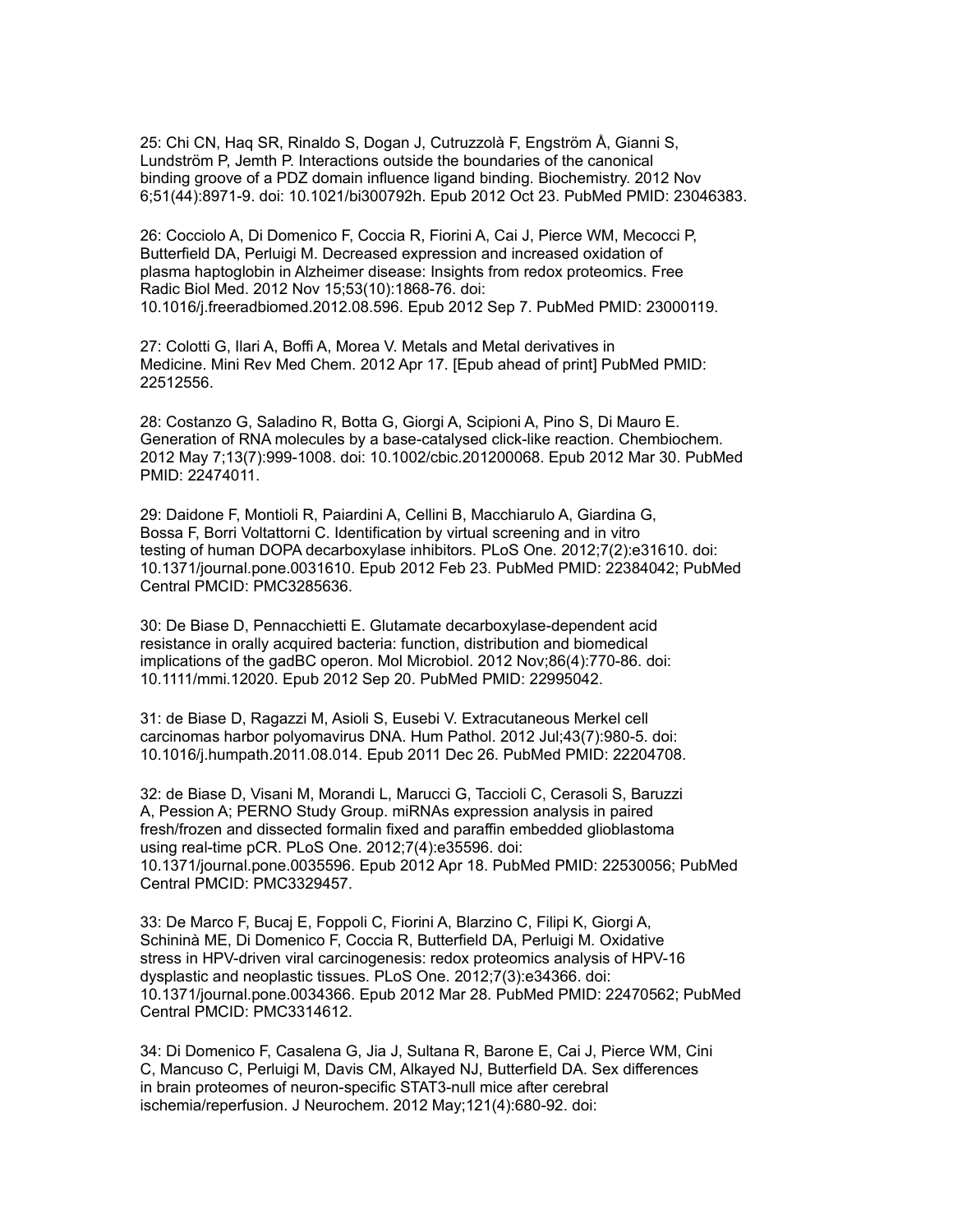25: Chi CN, Haq SR, Rinaldo S, Dogan J, Cutruzzolà F, Engström Å, Gianni S, Lundström P, Jemth P. Interactions outside the boundaries of the canonical binding groove of a PDZ domain influence ligand binding. Biochemistry. 2012 Nov 6;51(44):8971-9. doi: 10.1021/bi300792h. Epub 2012 Oct 23. PubMed PMID: 23046383.

26: Cocciolo A, Di Domenico F, Coccia R, Fiorini A, Cai J, Pierce WM, Mecocci P, Butterfield DA, Perluigi M. Decreased expression and increased oxidation of plasma haptoglobin in Alzheimer disease: Insights from redox proteomics. Free Radic Biol Med. 2012 Nov 15;53(10):1868-76. doi: 10.1016/j.freeradbiomed.2012.08.596. Epub 2012 Sep 7. PubMed PMID: 23000119.

27: Colotti G, Ilari A, Boffi A, Morea V. Metals and Metal derivatives in Medicine. Mini Rev Med Chem. 2012 Apr 17. [Epub ahead of print] PubMed PMID: 22512556.

28: Costanzo G, Saladino R, Botta G, Giorgi A, Scipioni A, Pino S, Di Mauro E. Generation of RNA molecules by a base-catalysed click-like reaction. Chembiochem. 2012 May 7;13(7):999-1008. doi: 10.1002/cbic.201200068. Epub 2012 Mar 30. PubMed PMID: 22474011.

29: Daidone F, Montioli R, Paiardini A, Cellini B, Macchiarulo A, Giardina G, Bossa F, Borri Voltattorni C. Identification by virtual screening and in vitro testing of human DOPA decarboxylase inhibitors. PLoS One. 2012;7(2):e31610. doi: 10.1371/journal.pone.0031610. Epub 2012 Feb 23. PubMed PMID: 22384042; PubMed Central PMCID: PMC3285636.

30: De Biase D, Pennacchietti E. Glutamate decarboxylase-dependent acid resistance in orally acquired bacteria: function, distribution and biomedical implications of the gadBC operon. Mol Microbiol. 2012 Nov;86(4):770-86. doi: 10.1111/mmi.12020. Epub 2012 Sep 20. PubMed PMID: 22995042.

31: de Biase D, Ragazzi M, Asioli S, Eusebi V. Extracutaneous Merkel cell carcinomas harbor polyomavirus DNA. Hum Pathol. 2012 Jul;43(7):980-5. doi: 10.1016/j.humpath.2011.08.014. Epub 2011 Dec 26. PubMed PMID: 22204708.

32: de Biase D, Visani M, Morandi L, Marucci G, Taccioli C, Cerasoli S, Baruzzi A, Pession A; PERNO Study Group. miRNAs expression analysis in paired fresh/frozen and dissected formalin fixed and paraffin embedded glioblastoma using real-time pCR. PLoS One. 2012;7(4):e35596. doi: 10.1371/journal.pone.0035596. Epub 2012 Apr 18. PubMed PMID: 22530056; PubMed Central PMCID: PMC3329457.

33: De Marco F, Bucaj E, Foppoli C, Fiorini A, Blarzino C, Filipi K, Giorgi A, Schininà ME, Di Domenico F, Coccia R, Butterfield DA, Perluigi M. Oxidative stress in HPV-driven viral carcinogenesis: redox proteomics analysis of HPV-16 dysplastic and neoplastic tissues. PLoS One. 2012;7(3):e34366. doi: 10.1371/journal.pone.0034366. Epub 2012 Mar 28. PubMed PMID: 22470562; PubMed Central PMCID: PMC3314612.

34: Di Domenico F, Casalena G, Jia J, Sultana R, Barone E, Cai J, Pierce WM, Cini C, Mancuso C, Perluigi M, Davis CM, Alkayed NJ, Butterfield DA. Sex differences in brain proteomes of neuron-specific STAT3-null mice after cerebral ischemia/reperfusion. J Neurochem. 2012 May;121(4):680-92. doi: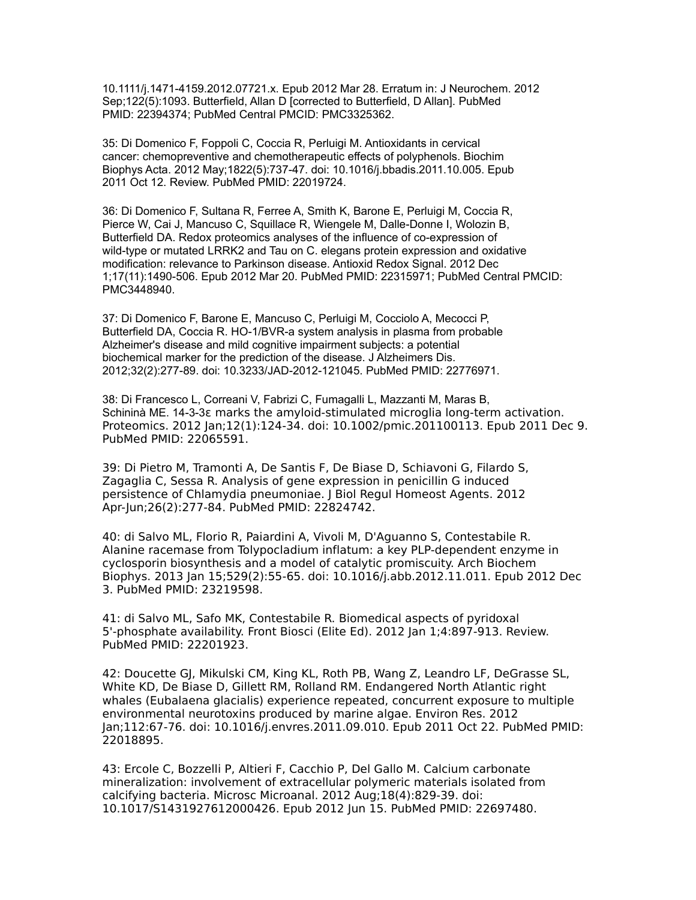10.1111/j.1471-4159.2012.07721.x. Epub 2012 Mar 28. Erratum in: J Neurochem. 2012 Sep;122(5):1093. Butterfield, Allan D [corrected to Butterfield, D Allan]. PubMed PMID: 22394374; PubMed Central PMCID: PMC3325362.

35: Di Domenico F, Foppoli C, Coccia R, Perluigi M. Antioxidants in cervical cancer: chemopreventive and chemotherapeutic effects of polyphenols. Biochim Biophys Acta. 2012 May;1822(5):737-47. doi: 10.1016/j.bbadis.2011.10.005. Epub 2011 Oct 12. Review. PubMed PMID: 22019724.

36: Di Domenico F, Sultana R, Ferree A, Smith K, Barone E, Perluigi M, Coccia R, Pierce W, Cai J, Mancuso C, Squillace R, Wiengele M, Dalle-Donne I, Wolozin B, Butterfield DA. Redox proteomics analyses of the influence of co-expression of wild-type or mutated LRRK2 and Tau on C. elegans protein expression and oxidative modification: relevance to Parkinson disease. Antioxid Redox Signal. 2012 Dec 1;17(11):1490-506. Epub 2012 Mar 20. PubMed PMID: 22315971; PubMed Central PMCID: PMC3448940.

37: Di Domenico F, Barone E, Mancuso C, Perluigi M, Cocciolo A, Mecocci P, Butterfield DA, Coccia R. HO-1/BVR-a system analysis in plasma from probable Alzheimer's disease and mild cognitive impairment subjects: a potential biochemical marker for the prediction of the disease. J Alzheimers Dis. 2012;32(2):277-89. doi: 10.3233/JAD-2012-121045. PubMed PMID: 22776971.

38: Di Francesco L, Correani V, Fabrizi C, Fumagalli L, Mazzanti M, Maras B, Schininà ME. 14-3-3ε marks the amyloid-stimulated microglia long-term activation. Proteomics. 2012 Jan;12(1):124-34. doi: 10.1002/pmic.201100113. Epub 2011 Dec 9. PubMed PMID: 22065591.

39: Di Pietro M, Tramonti A, De Santis F, De Biase D, Schiavoni G, Filardo S, Zagaglia C, Sessa R. Analysis of gene expression in penicillin G induced persistence of Chlamydia pneumoniae. J Biol Regul Homeost Agents. 2012 Apr-Jun;26(2):277-84. PubMed PMID: 22824742.

40: di Salvo ML, Florio R, Paiardini A, Vivoli M, D'Aguanno S, Contestabile R. Alanine racemase from Tolypocladium inflatum: a key PLP-dependent enzyme in cyclosporin biosynthesis and a model of catalytic promiscuity. Arch Biochem Biophys. 2013 Jan 15;529(2):55-65. doi: 10.1016/j.abb.2012.11.011. Epub 2012 Dec 3. PubMed PMID: 23219598.

41: di Salvo ML, Safo MK, Contestabile R. Biomedical aspects of pyridoxal 5'-phosphate availability. Front Biosci (Elite Ed). 2012 Jan 1;4:897-913. Review. PubMed PMID: 22201923.

42: Doucette GJ, Mikulski CM, King KL, Roth PB, Wang Z, Leandro LF, DeGrasse SL, White KD, De Biase D, Gillett RM, Rolland RM. Endangered North Atlantic right whales (Eubalaena glacialis) experience repeated, concurrent exposure to multiple environmental neurotoxins produced by marine algae. Environ Res. 2012 Jan;112:67-76. doi: 10.1016/j.envres.2011.09.010. Epub 2011 Oct 22. PubMed PMID: 22018895.

43: Ercole C, Bozzelli P, Altieri F, Cacchio P, Del Gallo M. Calcium carbonate mineralization: involvement of extracellular polymeric materials isolated from calcifying bacteria. Microsc Microanal. 2012 Aug;18(4):829-39. doi: 10.1017/S1431927612000426. Epub 2012 Jun 15. PubMed PMID: 22697480.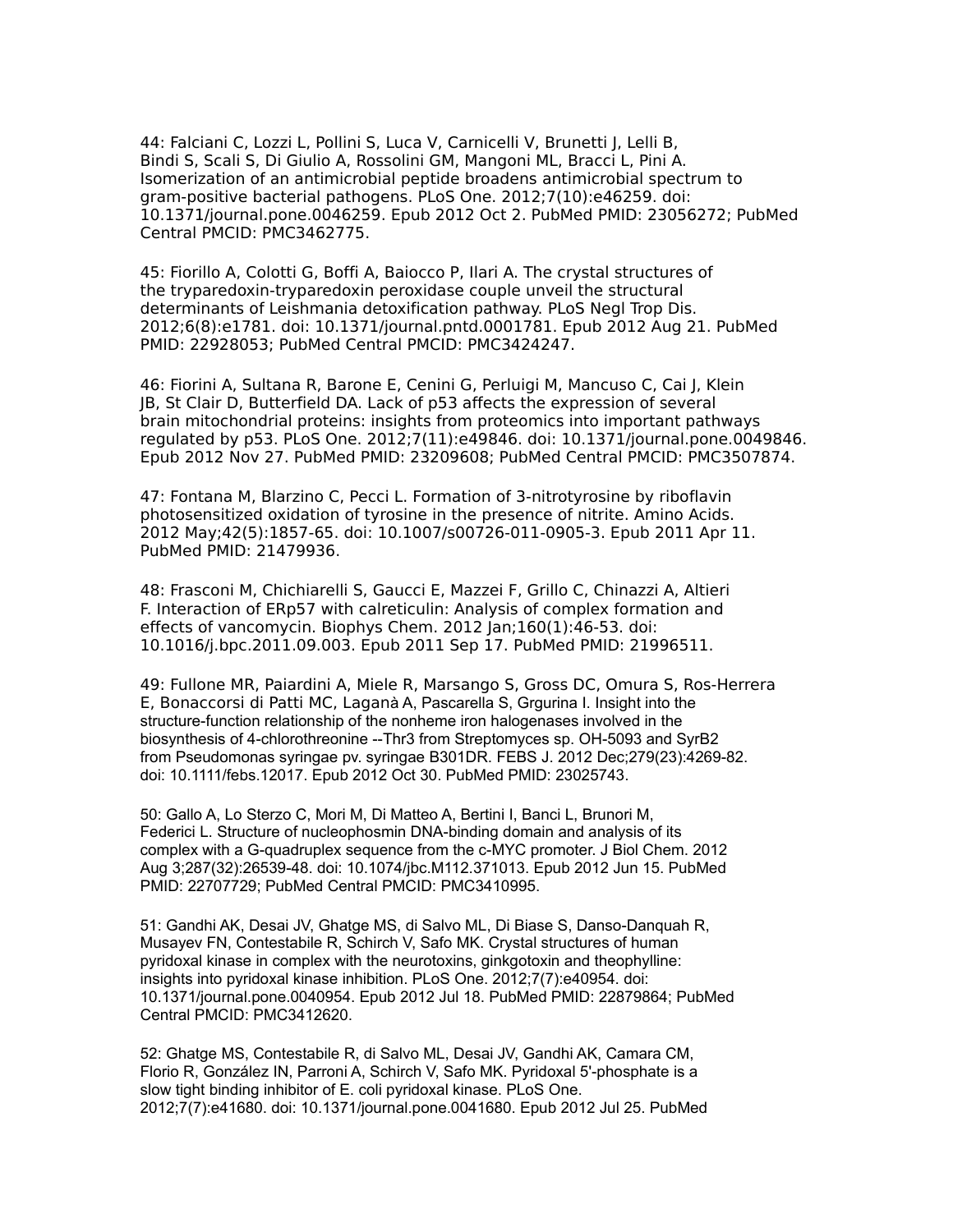44: Falciani C, Lozzi L, Pollini S, Luca V, Carnicelli V, Brunetti J, Lelli B, Bindi S, Scali S, Di Giulio A, Rossolini GM, Mangoni ML, Bracci L, Pini A. Isomerization of an antimicrobial peptide broadens antimicrobial spectrum to gram-positive bacterial pathogens. PLoS One. 2012;7(10):e46259. doi: 10.1371/journal.pone.0046259. Epub 2012 Oct 2. PubMed PMID: 23056272; PubMed Central PMCID: PMC3462775.

45: Fiorillo A, Colotti G, Boffi A, Baiocco P, Ilari A. The crystal structures of the tryparedoxin-tryparedoxin peroxidase couple unveil the structural determinants of Leishmania detoxification pathway. PLoS Negl Trop Dis. 2012;6(8):e1781. doi: 10.1371/journal.pntd.0001781. Epub 2012 Aug 21. PubMed PMID: 22928053; PubMed Central PMCID: PMC3424247.

46: Fiorini A, Sultana R, Barone E, Cenini G, Perluigi M, Mancuso C, Cai J, Klein JB, St Clair D, Butterfield DA. Lack of p53 affects the expression of several brain mitochondrial proteins: insights from proteomics into important pathways regulated by p53. PLoS One. 2012;7(11):e49846. doi: 10.1371/journal.pone.0049846. Epub 2012 Nov 27. PubMed PMID: 23209608; PubMed Central PMCID: PMC3507874.

47: Fontana M, Blarzino C, Pecci L. Formation of 3-nitrotyrosine by riboflavin photosensitized oxidation of tyrosine in the presence of nitrite. Amino Acids. 2012 May;42(5):1857-65. doi: 10.1007/s00726-011-0905-3. Epub 2011 Apr 11. PubMed PMID: 21479936.

48: Frasconi M, Chichiarelli S, Gaucci E, Mazzei F, Grillo C, Chinazzi A, Altieri F. Interaction of ERp57 with calreticulin: Analysis of complex formation and effects of vancomycin. Biophys Chem. 2012 Jan;160(1):46-53. doi: 10.1016/j.bpc.2011.09.003. Epub 2011 Sep 17. PubMed PMID: 21996511.

49: Fullone MR, Paiardini A, Miele R, Marsango S, Gross DC, Omura S, Ros-Herrera E, Bonaccorsi di Patti MC, Laganà A, Pascarella S, Grgurina I. Insight into the structure-function relationship of the nonheme iron halogenases involved in the biosynthesis of 4-chlorothreonine --Thr3 from Streptomyces sp. OH-5093 and SyrB2 from Pseudomonas syringae pv. syringae B301DR. FEBS J. 2012 Dec;279(23):4269-82. doi: 10.1111/febs.12017. Epub 2012 Oct 30. PubMed PMID: 23025743.

50: Gallo A, Lo Sterzo C, Mori M, Di Matteo A, Bertini I, Banci L, Brunori M, Federici L. Structure of nucleophosmin DNA-binding domain and analysis of its complex with a G-quadruplex sequence from the c-MYC promoter. J Biol Chem. 2012 Aug 3;287(32):26539-48. doi: 10.1074/jbc.M112.371013. Epub 2012 Jun 15. PubMed PMID: 22707729; PubMed Central PMCID: PMC3410995.

51: Gandhi AK, Desai JV, Ghatge MS, di Salvo ML, Di Biase S, Danso-Danquah R, Musayev FN, Contestabile R, Schirch V, Safo MK. Crystal structures of human pyridoxal kinase in complex with the neurotoxins, ginkgotoxin and theophylline: insights into pyridoxal kinase inhibition. PLoS One. 2012;7(7):e40954. doi: 10.1371/journal.pone.0040954. Epub 2012 Jul 18. PubMed PMID: 22879864; PubMed Central PMCID: PMC3412620.

52: Ghatge MS, Contestabile R, di Salvo ML, Desai JV, Gandhi AK, Camara CM, Florio R, González IN, Parroni A, Schirch V, Safo MK. Pyridoxal 5'-phosphate is a slow tight binding inhibitor of E. coli pyridoxal kinase. PLoS One. 2012;7(7):e41680. doi: 10.1371/journal.pone.0041680. Epub 2012 Jul 25. PubMed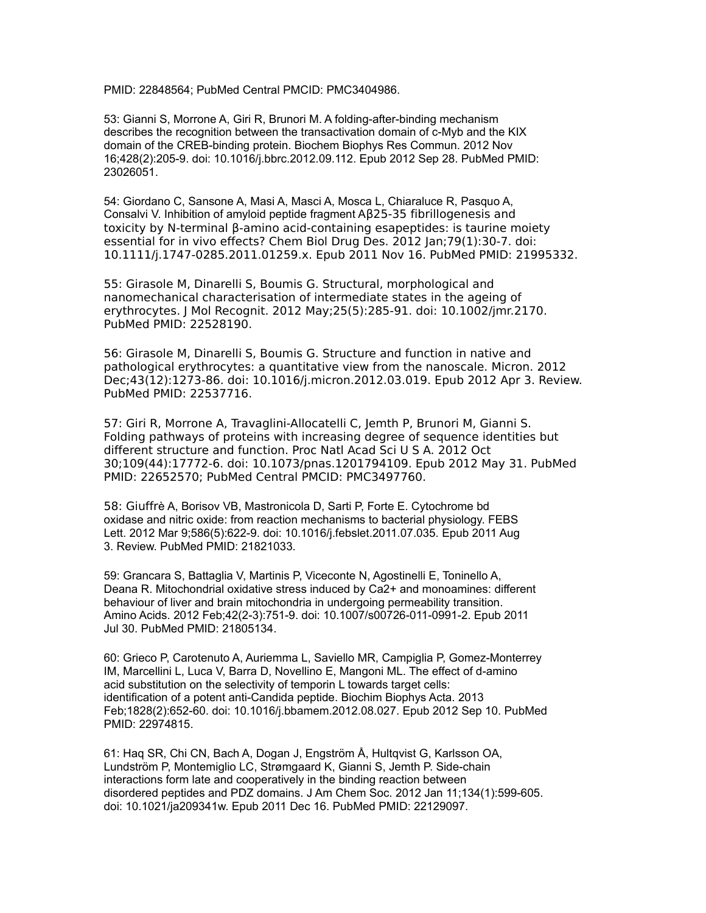PMID: 22848564; PubMed Central PMCID: PMC3404986.

53: Gianni S, Morrone A, Giri R, Brunori M. A folding-after-binding mechanism describes the recognition between the transactivation domain of c-Myb and the KIX domain of the CREB-binding protein. Biochem Biophys Res Commun. 2012 Nov 16;428(2):205-9. doi: 10.1016/j.bbrc.2012.09.112. Epub 2012 Sep 28. PubMed PMID: 23026051.

54: Giordano C, Sansone A, Masi A, Masci A, Mosca L, Chiaraluce R, Pasquo A, Consalvi V. Inhibition of amyloid peptide fragment Aβ25-35 fibrillogenesis and toxicity by N-terminal β-amino acid-containing esapeptides: is taurine moiety essential for in vivo effects? Chem Biol Drug Des. 2012 Jan;79(1):30-7. doi: 10.1111/j.1747-0285.2011.01259.x. Epub 2011 Nov 16. PubMed PMID: 21995332.

55: Girasole M, Dinarelli S, Boumis G. Structural, morphological and nanomechanical characterisation of intermediate states in the ageing of erythrocytes. J Mol Recognit. 2012 May;25(5):285-91. doi: 10.1002/jmr.2170. PubMed PMID: 22528190.

56: Girasole M, Dinarelli S, Boumis G. Structure and function in native and pathological erythrocytes: a quantitative view from the nanoscale. Micron. 2012 Dec;43(12):1273-86. doi: 10.1016/j.micron.2012.03.019. Epub 2012 Apr 3. Review. PubMed PMID: 22537716.

57: Giri R, Morrone A, Travaglini-Allocatelli C, Jemth P, Brunori M, Gianni S. Folding pathways of proteins with increasing degree of sequence identities but different structure and function. Proc Natl Acad Sci U S A. 2012 Oct 30;109(44):17772-6. doi: 10.1073/pnas.1201794109. Epub 2012 May 31. PubMed PMID: 22652570; PubMed Central PMCID: PMC3497760.

58: Giuffrè A, Borisov VB, Mastronicola D, Sarti P, Forte E. Cytochrome bd oxidase and nitric oxide: from reaction mechanisms to bacterial physiology. FEBS Lett. 2012 Mar 9;586(5):622-9. doi: 10.1016/j.febslet.2011.07.035. Epub 2011 Aug 3. Review. PubMed PMID: 21821033.

59: Grancara S, Battaglia V, Martinis P, Viceconte N, Agostinelli E, Toninello A, Deana R. Mitochondrial oxidative stress induced by Ca2+ and monoamines: different behaviour of liver and brain mitochondria in undergoing permeability transition. Amino Acids. 2012 Feb;42(2-3):751-9. doi: 10.1007/s00726-011-0991-2. Epub 2011 Jul 30. PubMed PMID: 21805134.

60: Grieco P, Carotenuto A, Auriemma L, Saviello MR, Campiglia P, Gomez-Monterrey IM, Marcellini L, Luca V, Barra D, Novellino E, Mangoni ML. The effect of d-amino acid substitution on the selectivity of temporin L towards target cells: identification of a potent anti-Candida peptide. Biochim Biophys Acta. 2013 Feb;1828(2):652-60. doi: 10.1016/j.bbamem.2012.08.027. Epub 2012 Sep 10. PubMed PMID: 22974815.

61: Haq SR, Chi CN, Bach A, Dogan J, Engström Å, Hultqvist G, Karlsson OA, Lundström P, Montemiglio LC, Strømgaard K, Gianni S, Jemth P. Side-chain interactions form late and cooperatively in the binding reaction between disordered peptides and PDZ domains. J Am Chem Soc. 2012 Jan 11;134(1):599-605. doi: 10.1021/ja209341w. Epub 2011 Dec 16. PubMed PMID: 22129097.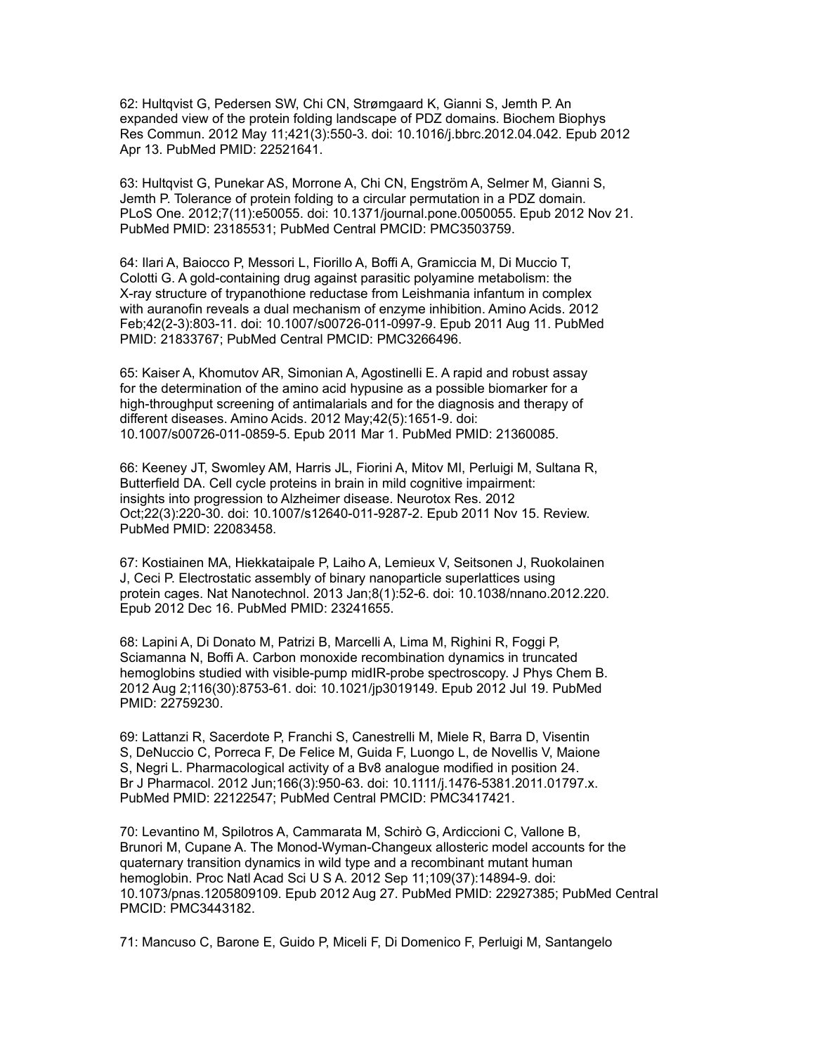62: Hultqvist G, Pedersen SW, Chi CN, Strømgaard K, Gianni S, Jemth P. An expanded view of the protein folding landscape of PDZ domains. Biochem Biophys Res Commun. 2012 May 11;421(3):550-3. doi: 10.1016/j.bbrc.2012.04.042. Epub 2012 Apr 13. PubMed PMID: 22521641.

63: Hultqvist G, Punekar AS, Morrone A, Chi CN, Engström A, Selmer M, Gianni S, Jemth P. Tolerance of protein folding to a circular permutation in a PDZ domain. PLoS One. 2012;7(11):e50055. doi: 10.1371/journal.pone.0050055. Epub 2012 Nov 21. PubMed PMID: 23185531; PubMed Central PMCID: PMC3503759.

64: Ilari A, Baiocco P, Messori L, Fiorillo A, Boffi A, Gramiccia M, Di Muccio T, Colotti G. A gold-containing drug against parasitic polyamine metabolism: the X-ray structure of trypanothione reductase from Leishmania infantum in complex with auranofin reveals a dual mechanism of enzyme inhibition. Amino Acids. 2012 Feb;42(2-3):803-11. doi: 10.1007/s00726-011-0997-9. Epub 2011 Aug 11. PubMed PMID: 21833767; PubMed Central PMCID: PMC3266496.

65: Kaiser A, Khomutov AR, Simonian A, Agostinelli E. A rapid and robust assay for the determination of the amino acid hypusine as a possible biomarker for a high-throughput screening of antimalarials and for the diagnosis and therapy of different diseases. Amino Acids. 2012 May;42(5):1651-9. doi: 10.1007/s00726-011-0859-5. Epub 2011 Mar 1. PubMed PMID: 21360085.

66: Keeney JT, Swomley AM, Harris JL, Fiorini A, Mitov MI, Perluigi M, Sultana R, Butterfield DA. Cell cycle proteins in brain in mild cognitive impairment: insights into progression to Alzheimer disease. Neurotox Res. 2012 Oct;22(3):220-30. doi: 10.1007/s12640-011-9287-2. Epub 2011 Nov 15. Review. PubMed PMID: 22083458.

67: Kostiainen MA, Hiekkataipale P, Laiho A, Lemieux V, Seitsonen J, Ruokolainen J, Ceci P. Electrostatic assembly of binary nanoparticle superlattices using protein cages. Nat Nanotechnol. 2013 Jan;8(1):52-6. doi: 10.1038/nnano.2012.220. Epub 2012 Dec 16. PubMed PMID: 23241655.

68: Lapini A, Di Donato M, Patrizi B, Marcelli A, Lima M, Righini R, Foggi P, Sciamanna N, Boffi A. Carbon monoxide recombination dynamics in truncated hemoglobins studied with visible-pump midIR-probe spectroscopy. J Phys Chem B. 2012 Aug 2;116(30):8753-61. doi: 10.1021/jp3019149. Epub 2012 Jul 19. PubMed PMID: 22759230.

69: Lattanzi R, Sacerdote P, Franchi S, Canestrelli M, Miele R, Barra D, Visentin S, DeNuccio C, Porreca F, De Felice M, Guida F, Luongo L, de Novellis V, Maione S, Negri L. Pharmacological activity of a Bv8 analogue modified in position 24. Br J Pharmacol. 2012 Jun;166(3):950-63. doi: 10.1111/j.1476-5381.2011.01797.x. PubMed PMID: 22122547; PubMed Central PMCID: PMC3417421.

70: Levantino M, Spilotros A, Cammarata M, Schirò G, Ardiccioni C, Vallone B, Brunori M, Cupane A. The Monod-Wyman-Changeux allosteric model accounts for the quaternary transition dynamics in wild type and a recombinant mutant human hemoglobin. Proc Natl Acad Sci U S A. 2012 Sep 11;109(37):14894-9. doi: 10.1073/pnas.1205809109. Epub 2012 Aug 27. PubMed PMID: 22927385; PubMed Central PMCID: PMC3443182.

71: Mancuso C, Barone E, Guido P, Miceli F, Di Domenico F, Perluigi M, Santangelo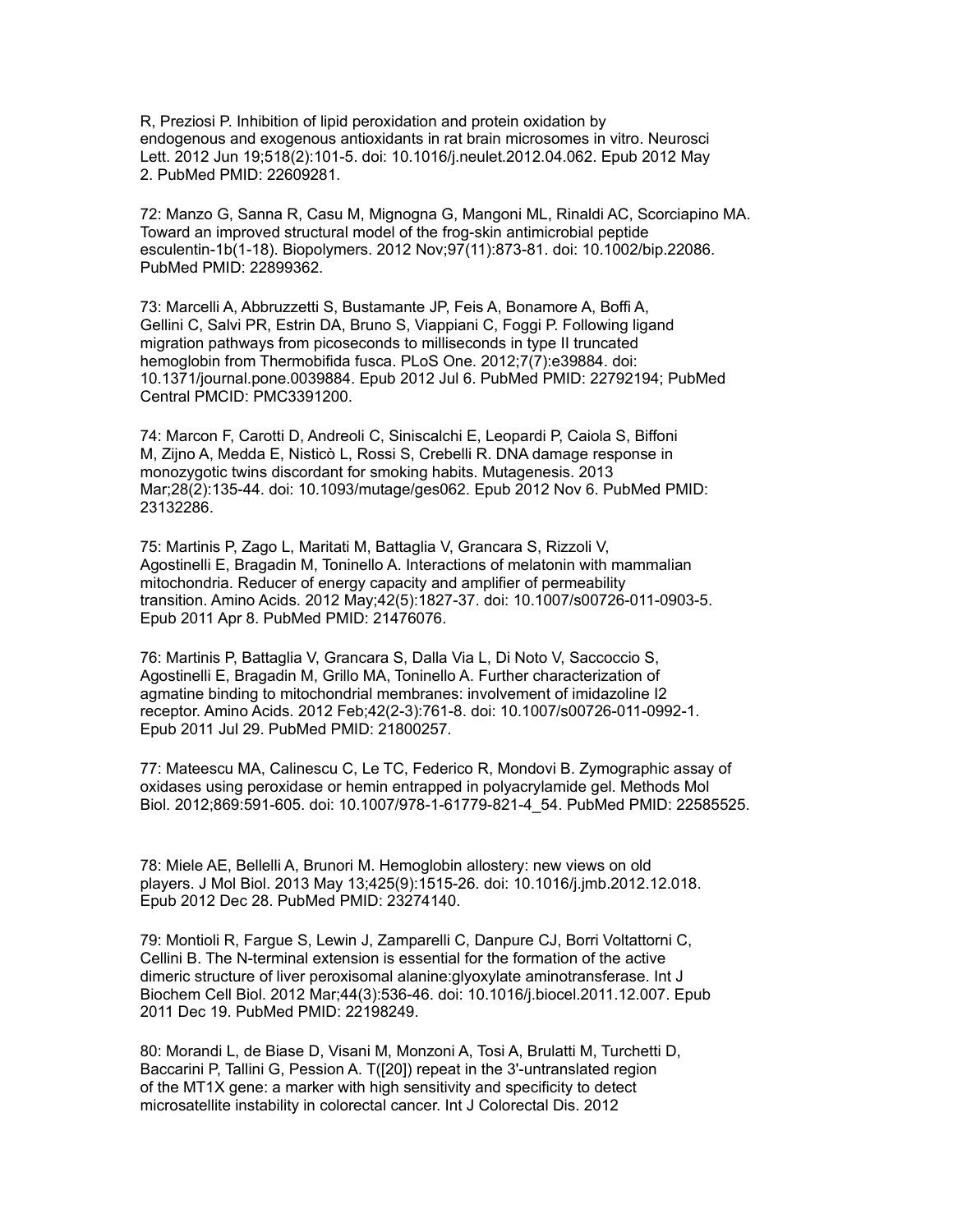R, Preziosi P. Inhibition of lipid peroxidation and protein oxidation by endogenous and exogenous antioxidants in rat brain microsomes in vitro. Neurosci Lett. 2012 Jun 19;518(2):101-5. doi: 10.1016/j.neulet.2012.04.062. Epub 2012 May 2. PubMed PMID: 22609281.

72: Manzo G, Sanna R, Casu M, Mignogna G, Mangoni ML, Rinaldi AC, Scorciapino MA. Toward an improved structural model of the frog-skin antimicrobial peptide esculentin-1b(1-18). Biopolymers. 2012 Nov;97(11):873-81. doi: 10.1002/bip.22086. PubMed PMID: 22899362.

73: Marcelli A, Abbruzzetti S, Bustamante JP, Feis A, Bonamore A, Boffi A, Gellini C, Salvi PR, Estrin DA, Bruno S, Viappiani C, Foggi P. Following ligand migration pathways from picoseconds to milliseconds in type II truncated hemoglobin from Thermobifida fusca. PLoS One. 2012;7(7):e39884. doi: 10.1371/journal.pone.0039884. Epub 2012 Jul 6. PubMed PMID: 22792194; PubMed Central PMCID: PMC3391200.

74: Marcon F, Carotti D, Andreoli C, Siniscalchi E, Leopardi P, Caiola S, Biffoni M, Zijno A, Medda E, Nisticò L, Rossi S, Crebelli R. DNA damage response in monozygotic twins discordant for smoking habits. Mutagenesis. 2013 Mar;28(2):135-44. doi: 10.1093/mutage/ges062. Epub 2012 Nov 6. PubMed PMID: 23132286.

75: Martinis P, Zago L, Maritati M, Battaglia V, Grancara S, Rizzoli V, Agostinelli E, Bragadin M, Toninello A. Interactions of melatonin with mammalian mitochondria. Reducer of energy capacity and amplifier of permeability transition. Amino Acids. 2012 May;42(5):1827-37. doi: 10.1007/s00726-011-0903-5. Epub 2011 Apr 8. PubMed PMID: 21476076.

76: Martinis P, Battaglia V, Grancara S, Dalla Via L, Di Noto V, Saccoccio S, Agostinelli E, Bragadin M, Grillo MA, Toninello A. Further characterization of agmatine binding to mitochondrial membranes: involvement of imidazoline I2 receptor. Amino Acids. 2012 Feb;42(2-3):761-8. doi: 10.1007/s00726-011-0992-1. Epub 2011 Jul 29. PubMed PMID: 21800257.

77: Mateescu MA, Calinescu C, Le TC, Federico R, Mondovi B. Zymographic assay of oxidases using peroxidase or hemin entrapped in polyacrylamide gel. Methods Mol Biol. 2012;869:591-605. doi: 10.1007/978-1-61779-821-4_54. PubMed PMID: 22585525.

78: Miele AE, Bellelli A, Brunori M. Hemoglobin allostery: new views on old players. J Mol Biol. 2013 May 13;425(9):1515-26. doi: 10.1016/j.jmb.2012.12.018. Epub 2012 Dec 28. PubMed PMID: 23274140.

79: Montioli R, Fargue S, Lewin J, Zamparelli C, Danpure CJ, Borri Voltattorni C, Cellini B. The N-terminal extension is essential for the formation of the active dimeric structure of liver peroxisomal alanine:glyoxylate aminotransferase. Int J Biochem Cell Biol. 2012 Mar;44(3):536-46. doi: 10.1016/j.biocel.2011.12.007. Epub 2011 Dec 19. PubMed PMID: 22198249.

80: Morandi L, de Biase D, Visani M, Monzoni A, Tosi A, Brulatti M, Turchetti D, Baccarini P, Tallini G, Pession A. T([20]) repeat in the 3'-untranslated region of the MT1X gene: a marker with high sensitivity and specificity to detect microsatellite instability in colorectal cancer. Int J Colorectal Dis. 2012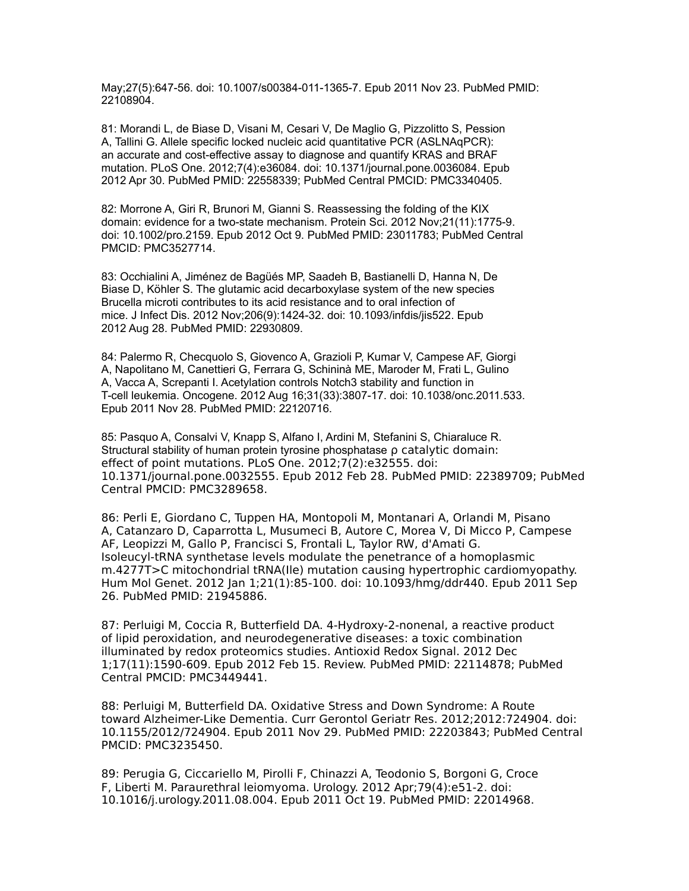May;27(5):647-56. doi: 10.1007/s00384-011-1365-7. Epub 2011 Nov 23. PubMed PMID: 22108904.

81: Morandi L, de Biase D, Visani M, Cesari V, De Maglio G, Pizzolitto S, Pession A, Tallini G. Allele specific locked nucleic acid quantitative PCR (ASLNAqPCR): an accurate and cost-effective assay to diagnose and quantify KRAS and BRAF mutation. PLoS One. 2012;7(4):e36084. doi: 10.1371/journal.pone.0036084. Epub 2012 Apr 30. PubMed PMID: 22558339; PubMed Central PMCID: PMC3340405.

82: Morrone A, Giri R, Brunori M, Gianni S. Reassessing the folding of the KIX domain: evidence for a two-state mechanism. Protein Sci. 2012 Nov;21(11):1775-9. doi: 10.1002/pro.2159. Epub 2012 Oct 9. PubMed PMID: 23011783; PubMed Central PMCID: PMC3527714.

83: Occhialini A, Jiménez de Bagüés MP, Saadeh B, Bastianelli D, Hanna N, De Biase D, Köhler S. The glutamic acid decarboxylase system of the new species Brucella microti contributes to its acid resistance and to oral infection of mice. J Infect Dis. 2012 Nov;206(9):1424-32. doi: 10.1093/infdis/jis522. Epub 2012 Aug 28. PubMed PMID: 22930809.

84: Palermo R, Checquolo S, Giovenco A, Grazioli P, Kumar V, Campese AF, Giorgi A, Napolitano M, Canettieri G, Ferrara G, Schininà ME, Maroder M, Frati L, Gulino A, Vacca A, Screpanti I. Acetylation controls Notch3 stability and function in T-cell leukemia. Oncogene. 2012 Aug 16;31(33):3807-17. doi: 10.1038/onc.2011.533. Epub 2011 Nov 28. PubMed PMID: 22120716.

85: Pasquo A, Consalvi V, Knapp S, Alfano I, Ardini M, Stefanini S, Chiaraluce R. Structural stability of human protein tyrosine phosphatase ρ catalytic domain: effect of point mutations. PLoS One. 2012;7(2):e32555. doi: 10.1371/journal.pone.0032555. Epub 2012 Feb 28. PubMed PMID: 22389709; PubMed Central PMCID: PMC3289658.

86: Perli E, Giordano C, Tuppen HA, Montopoli M, Montanari A, Orlandi M, Pisano A, Catanzaro D, Caparrotta L, Musumeci B, Autore C, Morea V, Di Micco P, Campese AF, Leopizzi M, Gallo P, Francisci S, Frontali L, Taylor RW, d'Amati G. Isoleucyl-tRNA synthetase levels modulate the penetrance of a homoplasmic m.4277T>C mitochondrial tRNA(Ile) mutation causing hypertrophic cardiomyopathy. Hum Mol Genet. 2012 Jan 1;21(1):85-100. doi: 10.1093/hmg/ddr440. Epub 2011 Sep 26. PubMed PMID: 21945886.

87: Perluigi M, Coccia R, Butterfield DA. 4-Hydroxy-2-nonenal, a reactive product of lipid peroxidation, and neurodegenerative diseases: a toxic combination illuminated by redox proteomics studies. Antioxid Redox Signal. 2012 Dec 1;17(11):1590-609. Epub 2012 Feb 15. Review. PubMed PMID: 22114878; PubMed Central PMCID: PMC3449441.

88: Perluigi M, Butterfield DA. Oxidative Stress and Down Syndrome: A Route toward Alzheimer-Like Dementia. Curr Gerontol Geriatr Res. 2012;2012:724904. doi: 10.1155/2012/724904. Epub 2011 Nov 29. PubMed PMID: 22203843; PubMed Central PMCID: PMC3235450.

89: Perugia G, Ciccariello M, Pirolli F, Chinazzi A, Teodonio S, Borgoni G, Croce F, Liberti M. Paraurethral leiomyoma. Urology. 2012 Apr;79(4):e51-2. doi: 10.1016/j.urology.2011.08.004. Epub 2011 Oct 19. PubMed PMID: 22014968.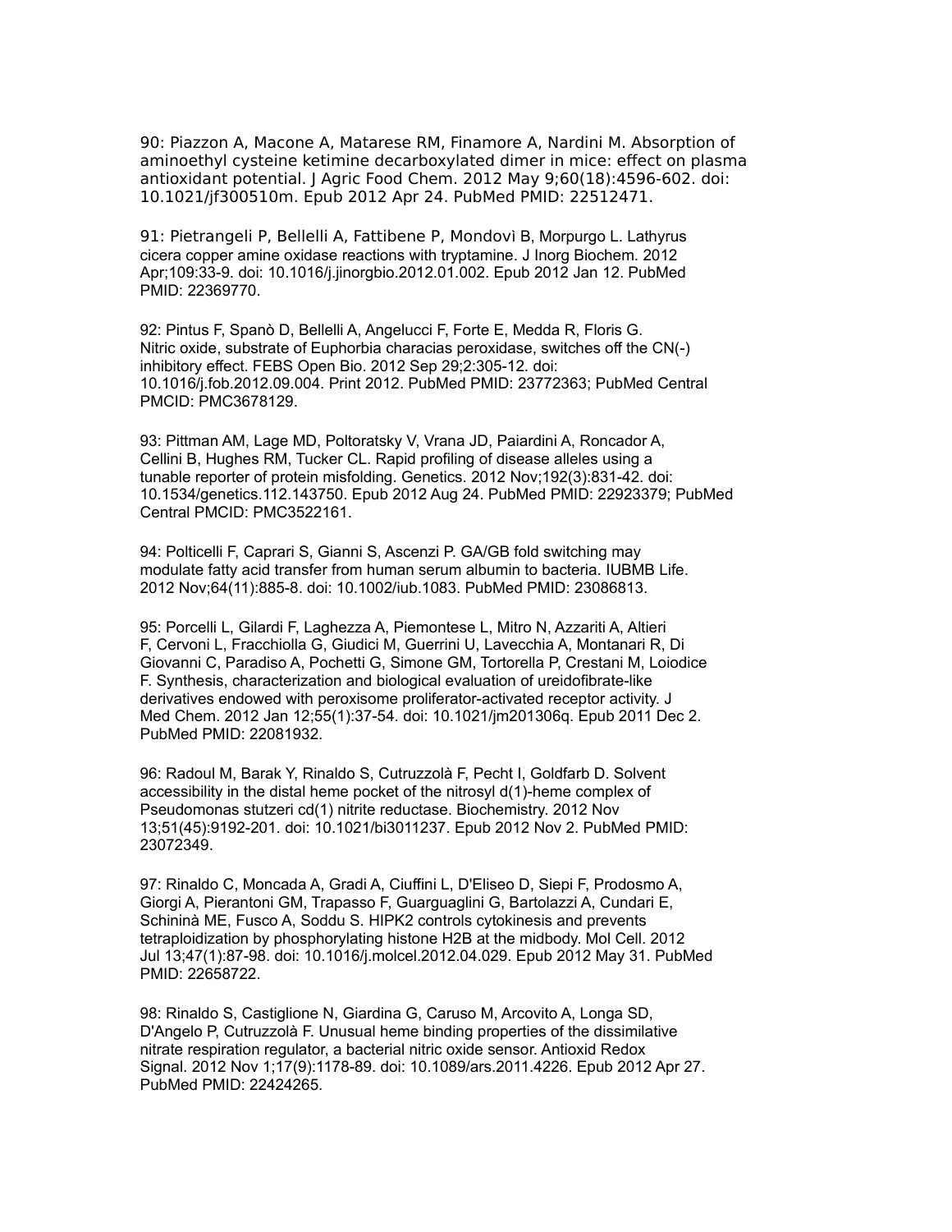90: Piazzon A, Macone A, Matarese RM, Finamore A, Nardini M. Absorption of aminoethyl cysteine ketimine decarboxylated dimer in mice: effect on plasma antioxidant potential. J Agric Food Chem. 2012 May 9;60(18):4596-602. doi: 10.1021/jf300510m. Epub 2012 Apr 24. PubMed PMID: 22512471.

91: Pietrangeli P, Bellelli A, Fattibene P, Mondovì B, Morpurgo L. Lathyrus cicera copper amine oxidase reactions with tryptamine. J Inorg Biochem. 2012 Apr;109:33-9. doi: 10.1016/j.jinorgbio.2012.01.002. Epub 2012 Jan 12. PubMed PMID: 22369770.

92: Pintus F, Spanò D, Bellelli A, Angelucci F, Forte E, Medda R, Floris G. Nitric oxide, substrate of Euphorbia characias peroxidase, switches off the CN(-) inhibitory effect. FEBS Open Bio. 2012 Sep 29;2:305-12. doi: 10.1016/j.fob.2012.09.004. Print 2012. PubMed PMID: 23772363; PubMed Central PMCID: PMC3678129.

93: Pittman AM, Lage MD, Poltoratsky V, Vrana JD, Paiardini A, Roncador A, Cellini B, Hughes RM, Tucker CL. Rapid profiling of disease alleles using a tunable reporter of protein misfolding. Genetics. 2012 Nov;192(3):831-42. doi: 10.1534/genetics.112.143750. Epub 2012 Aug 24. PubMed PMID: 22923379; PubMed Central PMCID: PMC3522161.

94: Polticelli F, Caprari S, Gianni S, Ascenzi P. GA/GB fold switching may modulate fatty acid transfer from human serum albumin to bacteria. IUBMB Life. 2012 Nov;64(11):885-8. doi: 10.1002/iub.1083. PubMed PMID: 23086813.

95: Porcelli L, Gilardi F, Laghezza A, Piemontese L, Mitro N, Azzariti A, Altieri F, Cervoni L, Fracchiolla G, Giudici M, Guerrini U, Lavecchia A, Montanari R, Di Giovanni C, Paradiso A, Pochetti G, Simone GM, Tortorella P, Crestani M, Loiodice F. Synthesis, characterization and biological evaluation of ureidofibrate-like derivatives endowed with peroxisome proliferator-activated receptor activity. J Med Chem. 2012 Jan 12;55(1):37-54. doi: 10.1021/jm201306q. Epub 2011 Dec 2. PubMed PMID: 22081932.

96: Radoul M, Barak Y, Rinaldo S, Cutruzzolà F, Pecht I, Goldfarb D. Solvent accessibility in the distal heme pocket of the nitrosyl d(1)-heme complex of Pseudomonas stutzeri cd(1) nitrite reductase. Biochemistry. 2012 Nov 13;51(45):9192-201. doi: 10.1021/bi3011237. Epub 2012 Nov 2. PubMed PMID: 23072349.

97: Rinaldo C, Moncada A, Gradi A, Ciuffini L, D'Eliseo D, Siepi F, Prodosmo A, Giorgi A, Pierantoni GM, Trapasso F, Guarguaglini G, Bartolazzi A, Cundari E, Schininà ME, Fusco A, Soddu S. HIPK2 controls cytokinesis and prevents tetraploidization by phosphorylating histone H2B at the midbody. Mol Cell. 2012 Jul 13;47(1):87-98. doi: 10.1016/j.molcel.2012.04.029. Epub 2012 May 31. PubMed PMID: 22658722.

98: Rinaldo S, Castiglione N, Giardina G, Caruso M, Arcovito A, Longa SD, D'Angelo P, Cutruzzolà F. Unusual heme binding properties of the dissimilative nitrate respiration regulator, a bacterial nitric oxide sensor. Antioxid Redox Signal. 2012 Nov 1;17(9):1178-89. doi: 10.1089/ars.2011.4226. Epub 2012 Apr 27. PubMed PMID: 22424265.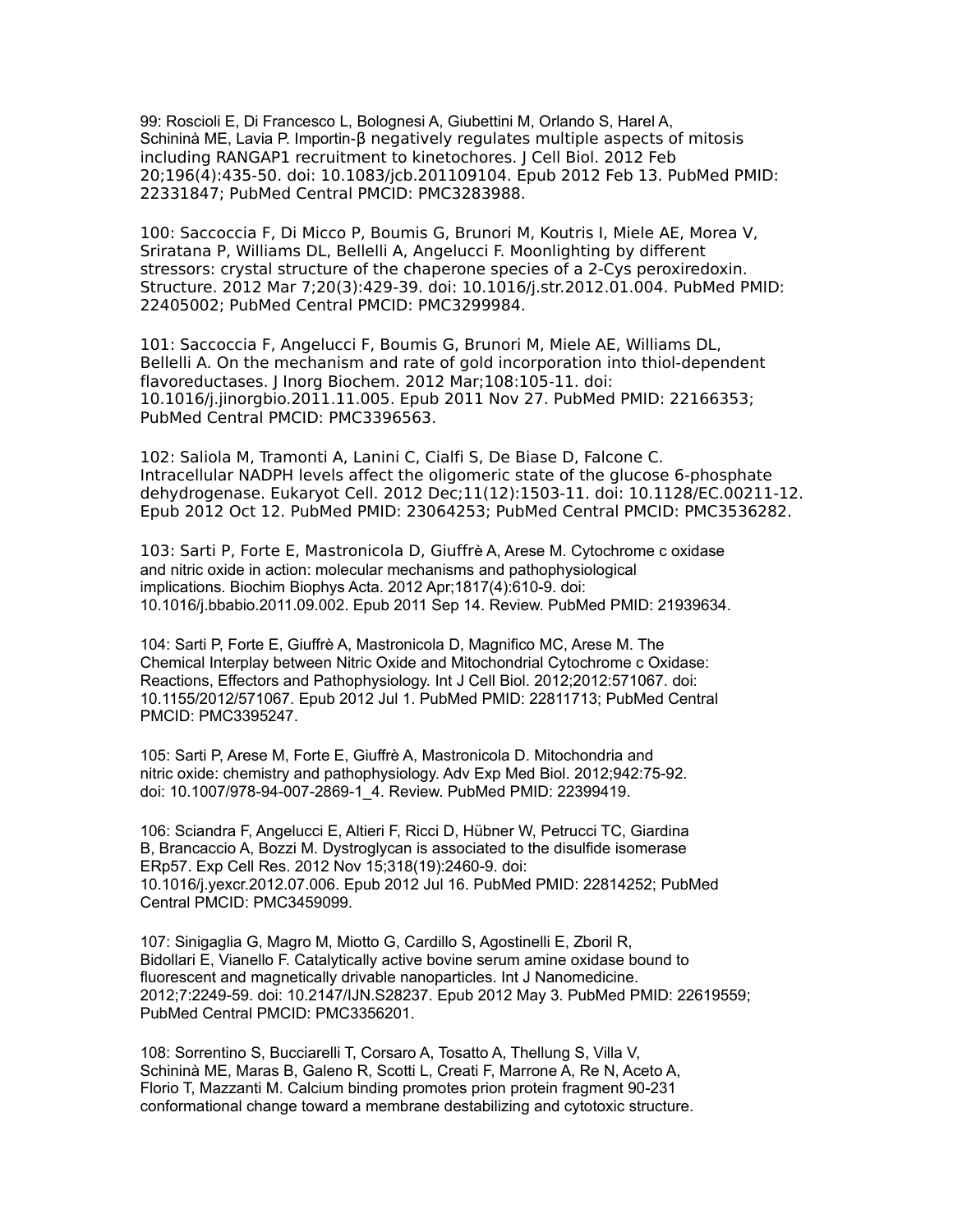99: Roscioli E, Di Francesco L, Bolognesi A, Giubettini M, Orlando S, Harel A, Schininà ME, Lavia P. Importin-β negatively regulates multiple aspects of mitosis including RANGAP1 recruitment to kinetochores. J Cell Biol. 2012 Feb 20;196(4):435-50. doi: 10.1083/jcb.201109104. Epub 2012 Feb 13. PubMed PMID: 22331847; PubMed Central PMCID: PMC3283988.

100: Saccoccia F, Di Micco P, Boumis G, Brunori M, Koutris I, Miele AE, Morea V, Sriratana P, Williams DL, Bellelli A, Angelucci F. Moonlighting by different stressors: crystal structure of the chaperone species of a 2-Cys peroxiredoxin. Structure. 2012 Mar 7;20(3):429-39. doi: 10.1016/j.str.2012.01.004. PubMed PMID: 22405002; PubMed Central PMCID: PMC3299984.

101: Saccoccia F, Angelucci F, Boumis G, Brunori M, Miele AE, Williams DL, Bellelli A. On the mechanism and rate of gold incorporation into thiol-dependent flavoreductases. J Inorg Biochem. 2012 Mar;108:105-11. doi: 10.1016/j.jinorgbio.2011.11.005. Epub 2011 Nov 27. PubMed PMID: 22166353; PubMed Central PMCID: PMC3396563.

102: Saliola M, Tramonti A, Lanini C, Cialfi S, De Biase D, Falcone C. Intracellular NADPH levels affect the oligomeric state of the glucose 6-phosphate dehydrogenase. Eukaryot Cell. 2012 Dec;11(12):1503-11. doi: 10.1128/EC.00211-12. Epub 2012 Oct 12. PubMed PMID: 23064253; PubMed Central PMCID: PMC3536282.

103: Sarti P, Forte E, Mastronicola D, Giuffrè A, Arese M. Cytochrome c oxidase and nitric oxide in action: molecular mechanisms and pathophysiological implications. Biochim Biophys Acta. 2012 Apr;1817(4):610-9. doi: 10.1016/j.bbabio.2011.09.002. Epub 2011 Sep 14. Review. PubMed PMID: 21939634.

104: Sarti P, Forte E, Giuffrè A, Mastronicola D, Magnifico MC, Arese M. The Chemical Interplay between Nitric Oxide and Mitochondrial Cytochrome c Oxidase: Reactions, Effectors and Pathophysiology. Int J Cell Biol. 2012;2012:571067. doi: 10.1155/2012/571067. Epub 2012 Jul 1. PubMed PMID: 22811713; PubMed Central PMCID: PMC3395247.

105: Sarti P, Arese M, Forte E, Giuffrè A, Mastronicola D. Mitochondria and nitric oxide: chemistry and pathophysiology. Adv Exp Med Biol. 2012;942:75-92. doi: 10.1007/978-94-007-2869-1_4. Review. PubMed PMID: 22399419.

106: Sciandra F, Angelucci E, Altieri F, Ricci D, Hübner W, Petrucci TC, Giardina B, Brancaccio A, Bozzi M. Dystroglycan is associated to the disulfide isomerase ERp57. Exp Cell Res. 2012 Nov 15;318(19):2460-9. doi: 10.1016/j.yexcr.2012.07.006. Epub 2012 Jul 16. PubMed PMID: 22814252; PubMed Central PMCID: PMC3459099.

107: Sinigaglia G, Magro M, Miotto G, Cardillo S, Agostinelli E, Zboril R, Bidollari E, Vianello F. Catalytically active bovine serum amine oxidase bound to fluorescent and magnetically drivable nanoparticles. Int J Nanomedicine. 2012;7:2249-59. doi: 10.2147/IJN.S28237. Epub 2012 May 3. PubMed PMID: 22619559; PubMed Central PMCID: PMC3356201.

108: Sorrentino S, Bucciarelli T, Corsaro A, Tosatto A, Thellung S, Villa V, Schininà ME, Maras B, Galeno R, Scotti L, Creati F, Marrone A, Re N, Aceto A, Florio T, Mazzanti M. Calcium binding promotes prion protein fragment 90-231 conformational change toward a membrane destabilizing and cytotoxic structure.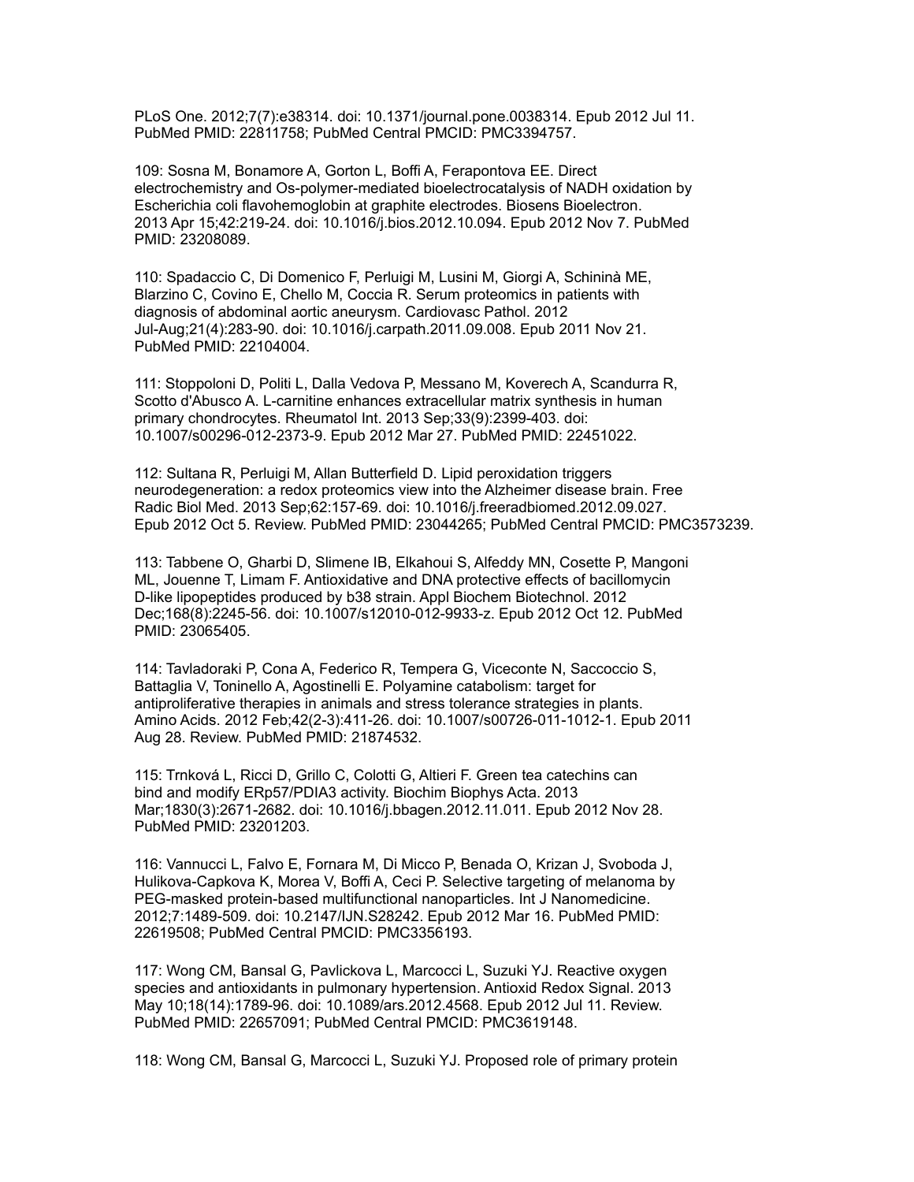PLoS One. 2012;7(7):e38314. doi: 10.1371/journal.pone.0038314. Epub 2012 Jul 11. PubMed PMID: 22811758; PubMed Central PMCID: PMC3394757.

109: Sosna M, Bonamore A, Gorton L, Boffi A, Ferapontova EE. Direct electrochemistry and Os-polymer-mediated bioelectrocatalysis of NADH oxidation by Escherichia coli flavohemoglobin at graphite electrodes. Biosens Bioelectron. 2013 Apr 15;42:219-24. doi: 10.1016/j.bios.2012.10.094. Epub 2012 Nov 7. PubMed PMID: 23208089.

110: Spadaccio C, Di Domenico F, Perluigi M, Lusini M, Giorgi A, Schininà ME, Blarzino C, Covino E, Chello M, Coccia R. Serum proteomics in patients with diagnosis of abdominal aortic aneurysm. Cardiovasc Pathol. 2012 Jul-Aug;21(4):283-90. doi: 10.1016/j.carpath.2011.09.008. Epub 2011 Nov 21. PubMed PMID: 22104004.

111: Stoppoloni D, Politi L, Dalla Vedova P, Messano M, Koverech A, Scandurra R, Scotto d'Abusco A. L-carnitine enhances extracellular matrix synthesis in human primary chondrocytes. Rheumatol Int. 2013 Sep;33(9):2399-403. doi: 10.1007/s00296-012-2373-9. Epub 2012 Mar 27. PubMed PMID: 22451022.

112: Sultana R, Perluigi M, Allan Butterfield D. Lipid peroxidation triggers neurodegeneration: a redox proteomics view into the Alzheimer disease brain. Free Radic Biol Med. 2013 Sep;62:157-69. doi: 10.1016/j.freeradbiomed.2012.09.027. Epub 2012 Oct 5. Review. PubMed PMID: 23044265; PubMed Central PMCID: PMC3573239.

113: Tabbene O, Gharbi D, Slimene IB, Elkahoui S, Alfeddy MN, Cosette P, Mangoni ML, Jouenne T, Limam F. Antioxidative and DNA protective effects of bacillomycin D-like lipopeptides produced by b38 strain. Appl Biochem Biotechnol. 2012 Dec;168(8):2245-56. doi: 10.1007/s12010-012-9933-z. Epub 2012 Oct 12. PubMed PMID: 23065405.

114: Tavladoraki P, Cona A, Federico R, Tempera G, Viceconte N, Saccoccio S, Battaglia V, Toninello A, Agostinelli E. Polyamine catabolism: target for antiproliferative therapies in animals and stress tolerance strategies in plants. Amino Acids. 2012 Feb;42(2-3):411-26. doi: 10.1007/s00726-011-1012-1. Epub 2011 Aug 28. Review. PubMed PMID: 21874532.

115: Trnková L, Ricci D, Grillo C, Colotti G, Altieri F. Green tea catechins can bind and modify ERp57/PDIA3 activity. Biochim Biophys Acta. 2013 Mar;1830(3):2671-2682. doi: 10.1016/j.bbagen.2012.11.011. Epub 2012 Nov 28. PubMed PMID: 23201203.

116: Vannucci L, Falvo E, Fornara M, Di Micco P, Benada O, Krizan J, Svoboda J, Hulikova-Capkova K, Morea V, Boffi A, Ceci P. Selective targeting of melanoma by PEG-masked protein-based multifunctional nanoparticles. Int J Nanomedicine. 2012;7:1489-509. doi: 10.2147/IJN.S28242. Epub 2012 Mar 16. PubMed PMID: 22619508; PubMed Central PMCID: PMC3356193.

117: Wong CM, Bansal G, Pavlickova L, Marcocci L, Suzuki YJ. Reactive oxygen species and antioxidants in pulmonary hypertension. Antioxid Redox Signal. 2013 May 10;18(14):1789-96. doi: 10.1089/ars.2012.4568. Epub 2012 Jul 11. Review. PubMed PMID: 22657091; PubMed Central PMCID: PMC3619148.

118: Wong CM, Bansal G, Marcocci L, Suzuki YJ. Proposed role of primary protein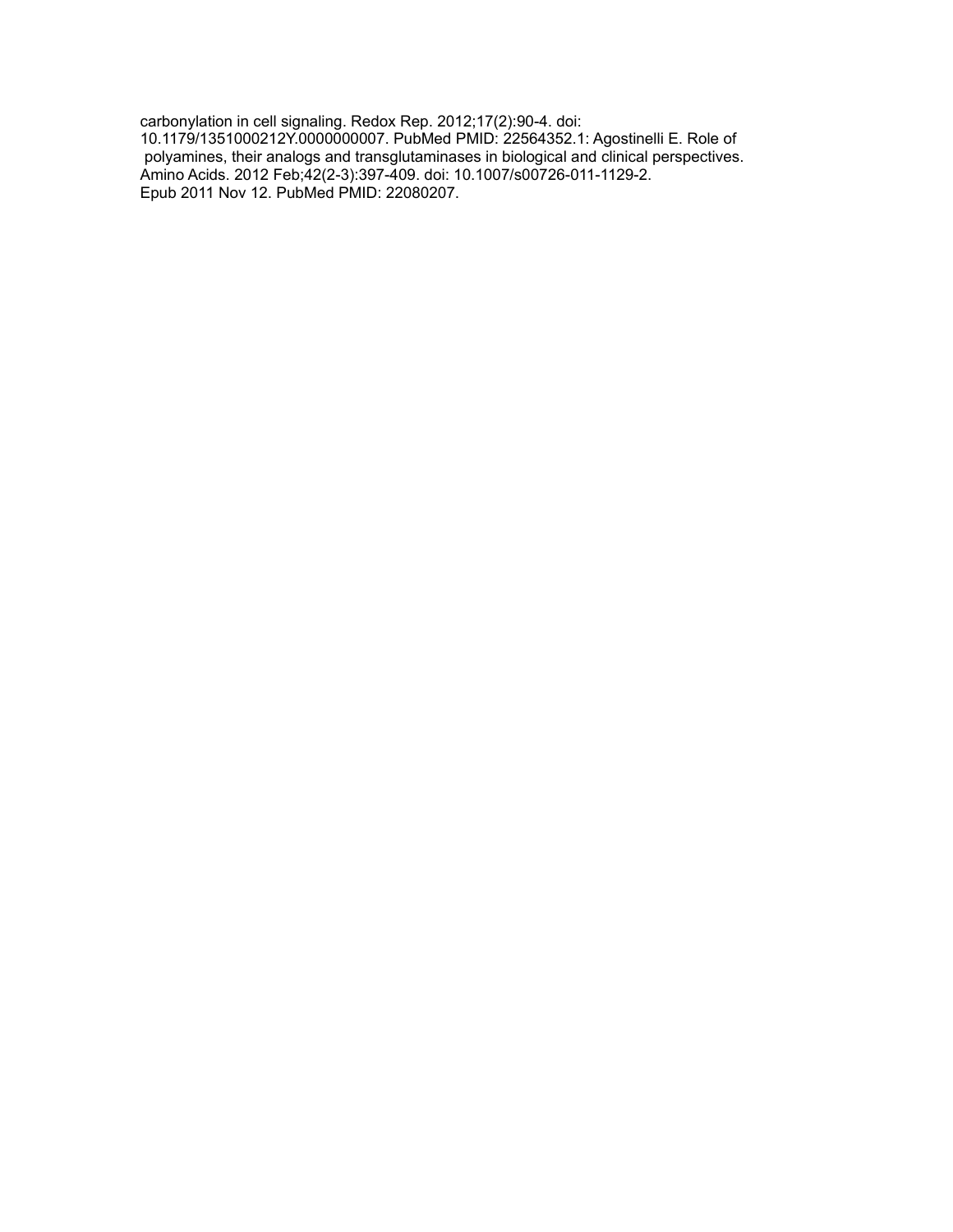carbonylation in cell signaling. Redox Rep. 2012;17(2):90-4. doi:
10.1179/1351000212Y.0000000007. PubMed PMID: 22564352.1: Agostinelli E. Role of polyamines, their analogs and transglutaminases in biological and clinical perspectives. Amino Acids. 2012 Feb;42(2-3):397-409. doi: 10.1007/s00726-011-1129-2.
Epub 2011 Nov 12. PubMed PMID: 22080207.